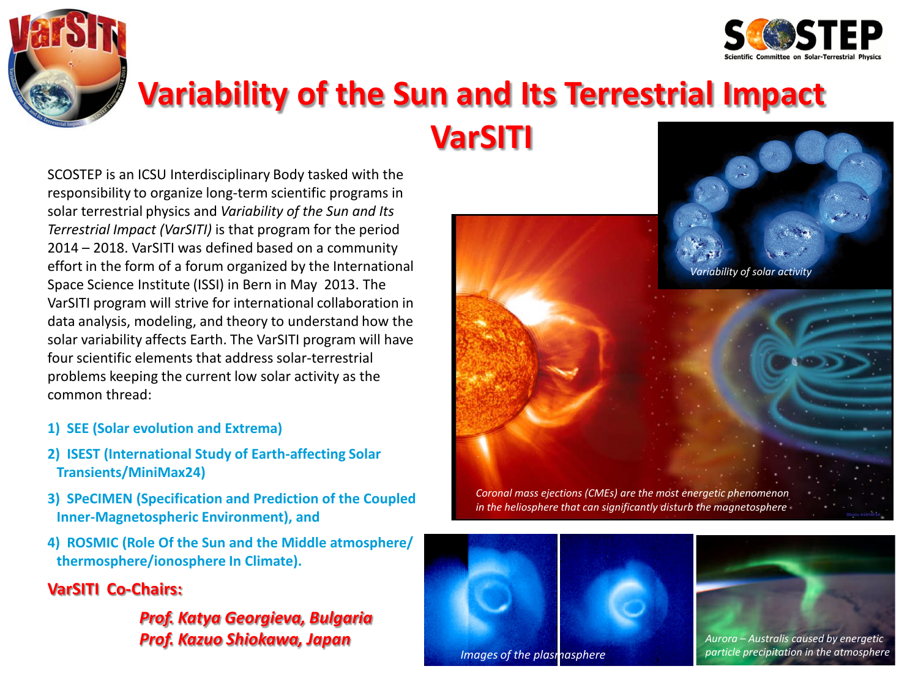# Variability of the Sun and Its Terrestrial Impact VarSITI

SCOSTEP is an ICSU Interdisciplinary Body tasked with the responsibility to organize long-term scientific programs in solar terrestrial physics and *Variability of the Sun and Its Terrestrial Impact (VarSITI)* is that program for the period 2014 – 2018. VarSITI was defined based on a community effort in the form of a forum organized by the International Space Science Institute (ISSI) in Bern in May 2013. The VarSITI program will strive for international collaboration in data analysis, modeling, and theory to understand how the solar variability affects Earth. The VarSITI program will have four scientific elements that address solar-terrestrial problems keeping the current low solar activity as the common thread:

1) **SEE (Solar evolution and Extrema)**
2) **ISEST (International Study of Earth-affecting Solar Transients/MiniMax24)**
3) **SPeCIMEN (Specification and Prediction of the Coupled Inner-Magnetospheric Environment), and**
4) **ROSMIC (Role Of the Sun and the Middle atmosphere/ thermosphere/ionosphere In Climate).**

**VarSITI Co-Chairs:**

***Prof. Katya Georgieva, Bulgaria***
***Prof. Kazuo Shiokawa, Japan***

*Variability of solar activity*

*Coronal mass ejections (CMEs) are the most energetic phenomenon in the heliosphere that can significantly disturb the magnetosphere*

*Images of the plasmasphere*

*Aurora – Australis caused by energetic particle precipitation in the atmosphere*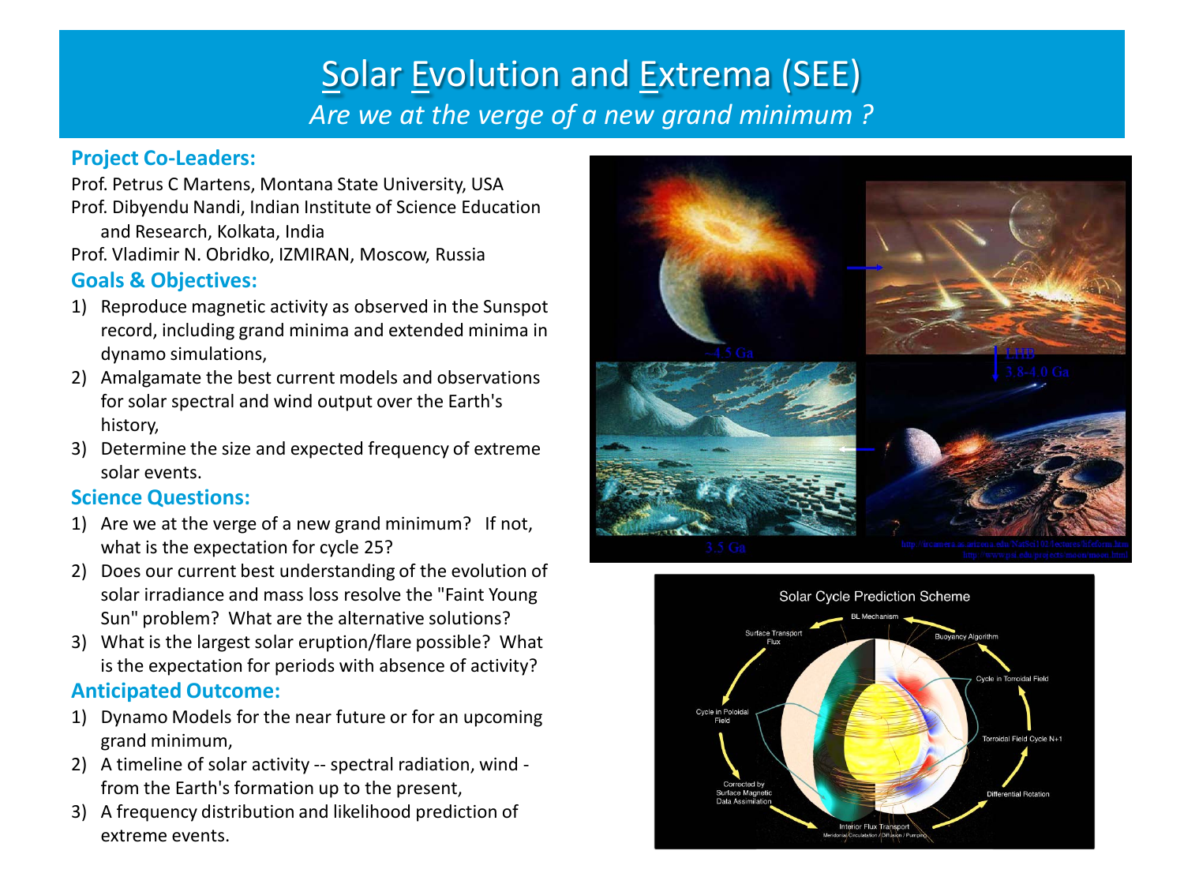# Solar Evolution and Extrema (SEE)

*Are we at the verge of a new grand minimum ?*

### Project Co-Leaders:

Prof. Petrus C Martens, Montana State University, USA
Prof. Dibyendu Nandi, Indian Institute of Science Education and Research, Kolkata, India
Prof. Vladimir N. Obridko, IZMIRAN, Moscow, Russia

### Goals & Objectives:

1) Reproduce magnetic activity as observed in the Sunspot record, including grand minima and extended minima in dynamo simulations,
2) Amalgamate the best current models and observations for solar spectral and wind output over the Earth's history,
3) Determine the size and expected frequency of extreme solar events.

### Science Questions:

1) Are we at the verge of a new grand minimum? If not, what is the expectation for cycle 25?
2) Does our current best understanding of the evolution of solar irradiance and mass loss resolve the "Faint Young Sun" problem? What are the alternative solutions?
3) What is the largest solar eruption/flare possible? What is the expectation for periods with absence of activity?

### Anticipated Outcome:

1) Dynamo Models for the near future or for an upcoming grand minimum,
2) A timeline of solar activity -- spectral radiation, wind - from the Earth's formation up to the present,
3) A frequency distribution and likelihood prediction of extreme events.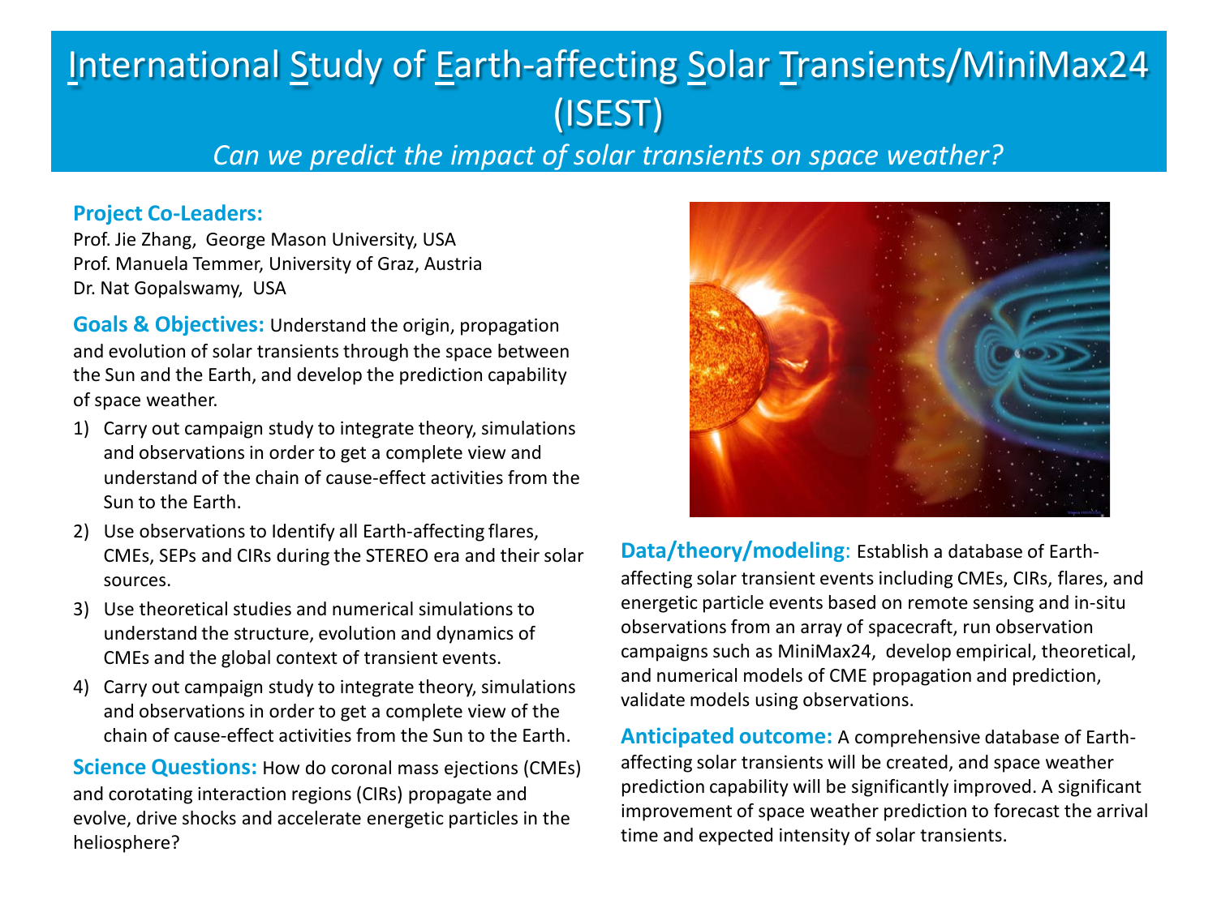# International Study of Earth-affecting Solar Transients/MiniMax24 (ISEST)

*Can we predict the impact of solar transients on space weather?*

**Project Co-Leaders:**

Prof. Jie Zhang, George Mason University, USA
Prof. Manuela Temmer, University of Graz, Austria
Dr. Nat Gopalswamy, USA

**Goals & Objectives:** Understand the origin, propagation and evolution of solar transients through the space between the Sun and the Earth, and develop the prediction capability of space weather.

1) Carry out campaign study to integrate theory, simulations and observations in order to get a complete view and understand of the chain of cause-effect activities from the Sun to the Earth.
2) Use observations to Identify all Earth-affecting flares, CMEs, SEPs and CIRs during the STEREO era and their solar sources.
3) Use theoretical studies and numerical simulations to understand the structure, evolution and dynamics of CMEs and the global context of transient events.
4) Carry out campaign study to integrate theory, simulations and observations in order to get a complete view of the chain of cause-effect activities from the Sun to the Earth.

**Science Questions:** How do coronal mass ejections (CMEs) and corotating interaction regions (CIRs) propagate and evolve, drive shocks and accelerate energetic particles in the heliosphere?

**Data/theory/modeling**: Establish a database of Earth-affecting solar transient events including CMEs, CIRs, flares, and energetic particle events based on remote sensing and in-situ observations from an array of spacecraft, run observation campaigns such as MiniMax24, develop empirical, theoretical, and numerical models of CME propagation and prediction, validate models using observations.

**Anticipated outcome:** A comprehensive database of Earth-affecting solar transients will be created, and space weather prediction capability will be significantly improved. A significant improvement of space weather prediction to forecast the arrival time and expected intensity of solar transients.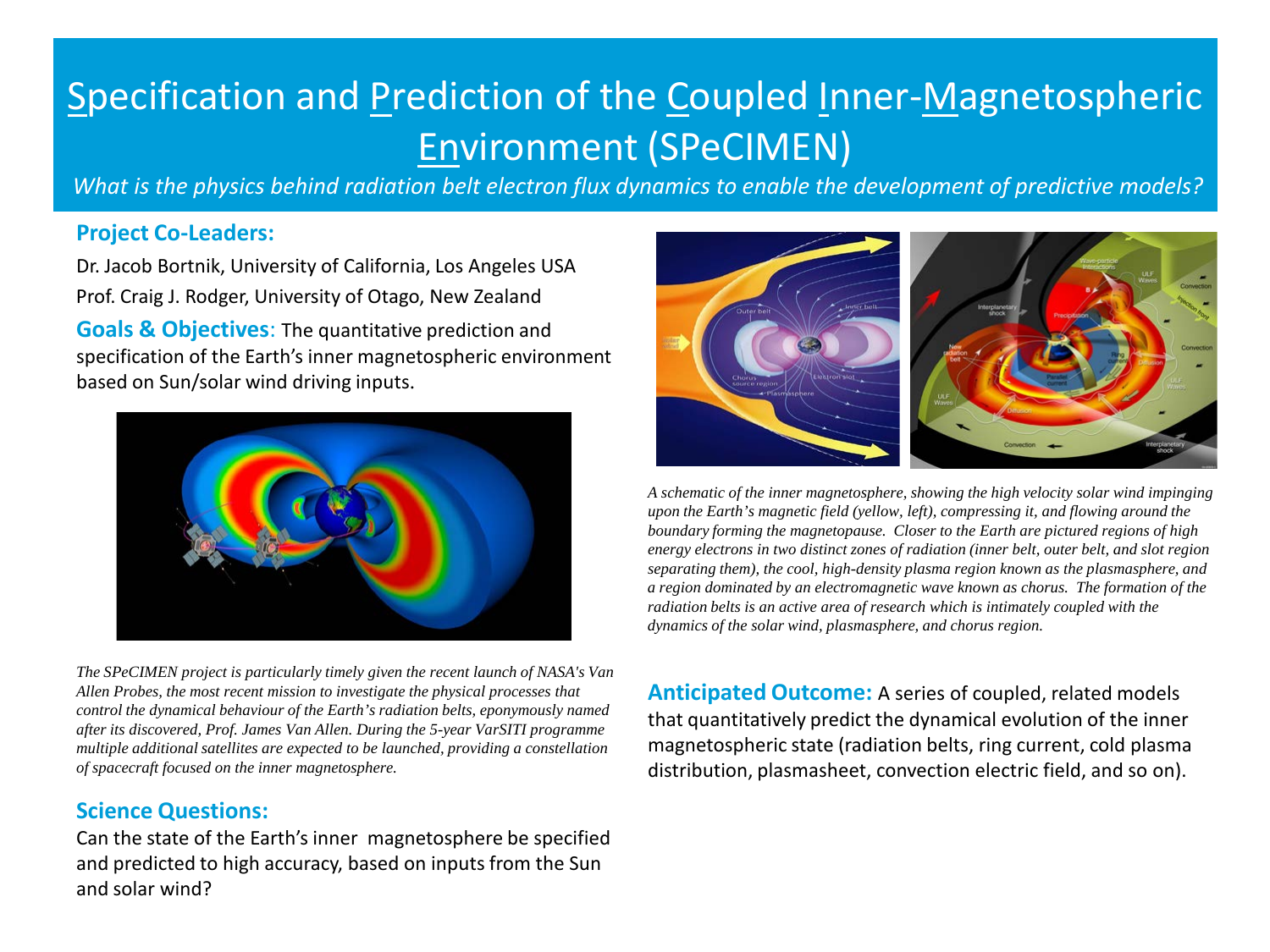# Specification and Prediction of the Coupled Inner-Magnetospheric Environment (SPeCIMEN)

*What is the physics behind radiation belt electron flux dynamics to enable the development of predictive models?*

### Project Co-Leaders:

Dr. Jacob Bortnik, University of California, Los Angeles USA

Prof. Craig J. Rodger, University of Otago, New Zealand

**Goals & Objectives**: The quantitative prediction and specification of the Earth's inner magnetospheric environment based on Sun/solar wind driving inputs.

*The SPeCIMEN project is particularly timely given the recent launch of NASA's Van Allen Probes, the most recent mission to investigate the physical processes that control the dynamical behaviour of the Earth's radiation belts, eponymously named after its discovered, Prof. James Van Allen. During the 5-year VarSITI programme multiple additional satellites are expected to be launched, providing a constellation of spacecraft focused on the inner magnetosphere.*

### Science Questions:

Can the state of the Earth's inner magnetosphere be specified and predicted to high accuracy, based on inputs from the Sun and solar wind?

*A schematic of the inner magnetosphere, showing the high velocity solar wind impinging upon the Earth's magnetic field (yellow, left), compressing it, and flowing around the boundary forming the magnetopause. Closer to the Earth are pictured regions of high energy electrons in two distinct zones of radiation (inner belt, outer belt, and slot region separating them), the cool, high-density plasma region known as the plasmasphere, and a region dominated by an electromagnetic wave known as chorus. The formation of the radiation belts is an active area of research which is intimately coupled with the dynamics of the solar wind, plasmasphere, and chorus region.*

**Anticipated Outcome:** A series of coupled, related models that quantitatively predict the dynamical evolution of the inner magnetospheric state (radiation belts, ring current, cold plasma distribution, plasmasheet, convection electric field, and so on).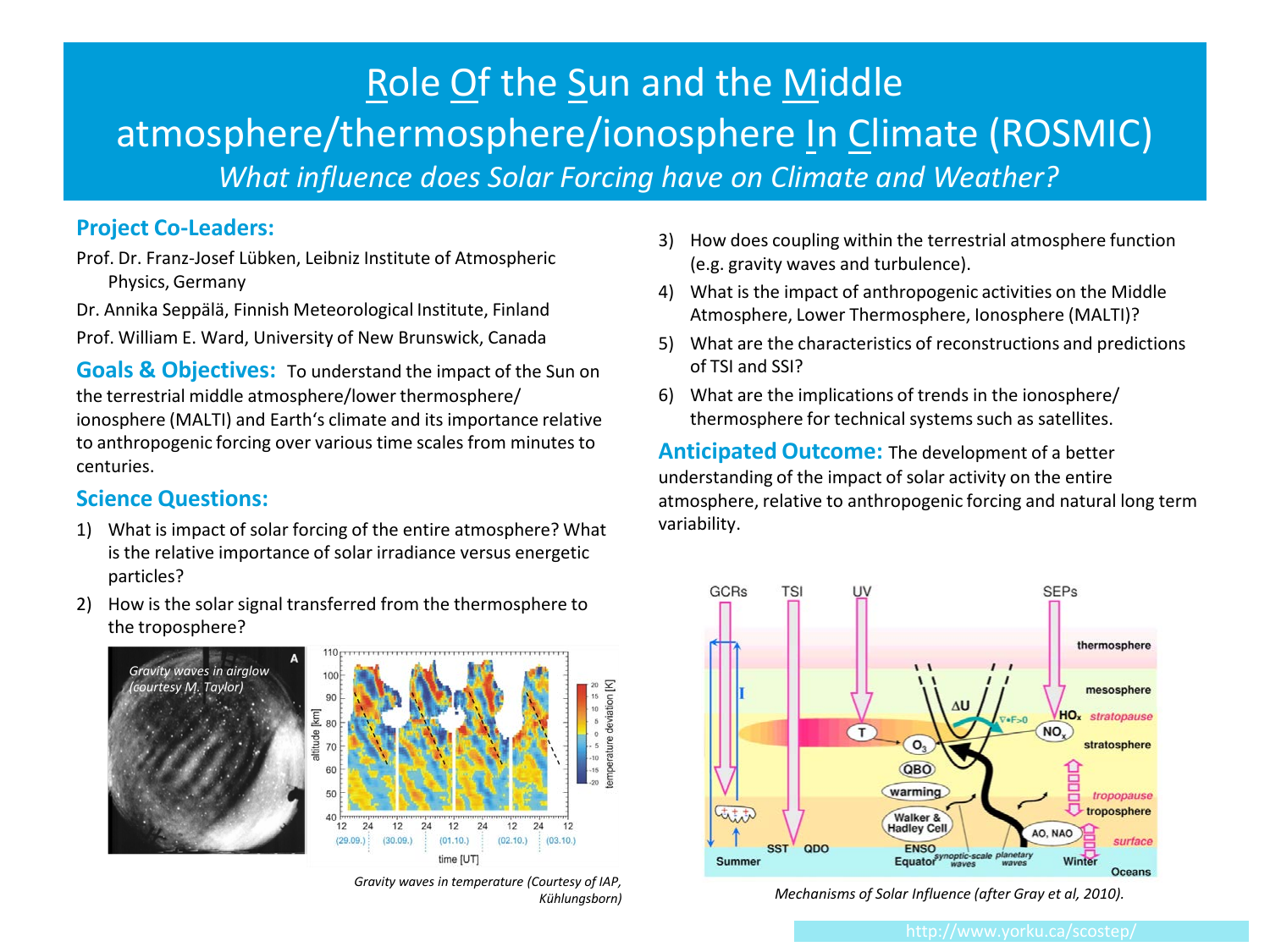# Role Of the Sun and the Middle atmosphere/thermosphere/ionosphere In Climate (ROSMIC)

*What influence does Solar Forcing have on Climate and Weather?*

## Project Co-Leaders:

Prof. Dr. Franz-Josef Lübken, Leibniz Institute of Atmospheric Physics, Germany

Dr. Annika Seppälä, Finnish Meteorological Institute, Finland

Prof. William E. Ward, University of New Brunswick, Canada

**Goals & Objectives:** To understand the impact of the Sun on the terrestrial middle atmosphere/lower thermosphere/ ionosphere (MALTI) and Earth's climate and its importance relative to anthropogenic forcing over various time scales from minutes to centuries.

## Science Questions:

1) What is impact of solar forcing of the entire atmosphere? What is the relative importance of solar irradiance versus energetic particles?
2) How is the solar signal transferred from the thermosphere to the troposphere?
3) How does coupling within the terrestrial atmosphere function (e.g. gravity waves and turbulence).
4) What is the impact of anthropogenic activities on the Middle Atmosphere, Lower Thermosphere, Ionosphere (MALTI)?
5) What are the characteristics of reconstructions and predictions of TSI and SSI?
6) What are the implications of trends in the ionosphere/ thermosphere for technical systems such as satellites.

**Anticipated Outcome:** The development of a better understanding of the impact of solar activity on the entire atmosphere, relative to anthropogenic forcing and natural long term variability.

*Gravity waves in airglow (courtesy M. Taylor)*

*Gravity waves in temperature (Courtesy of IAP, Kühlungsborn)*

*Mechanisms of Solar Influence (after Gray et al, 2010).*

http://www.yorku.ca/scostep/